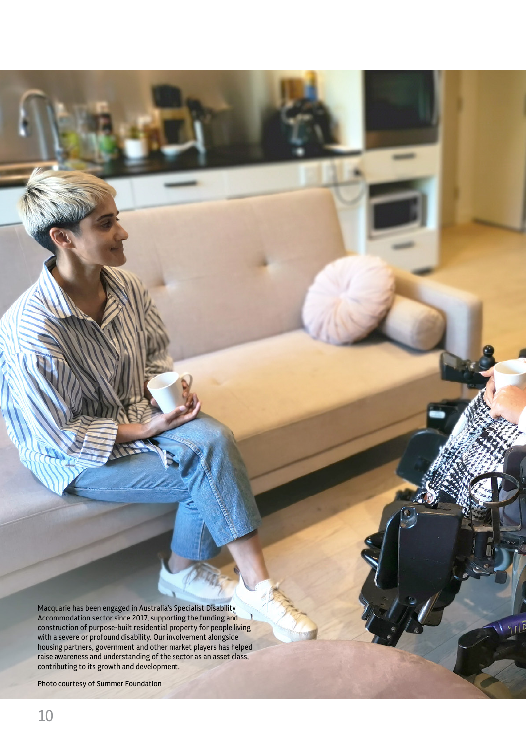Macquarie has been engaged in Australia's Specialist Disability Accommodation sector since 2017, supporting the funding and construction of purpose-built residential property for people living with a severe or profound disability. Our involvement alongside housing partners, government and other market players has helped raise awareness and understanding of the sector as an asset class, contributing to its growth and development.

Photo courtesy of Summer Foundation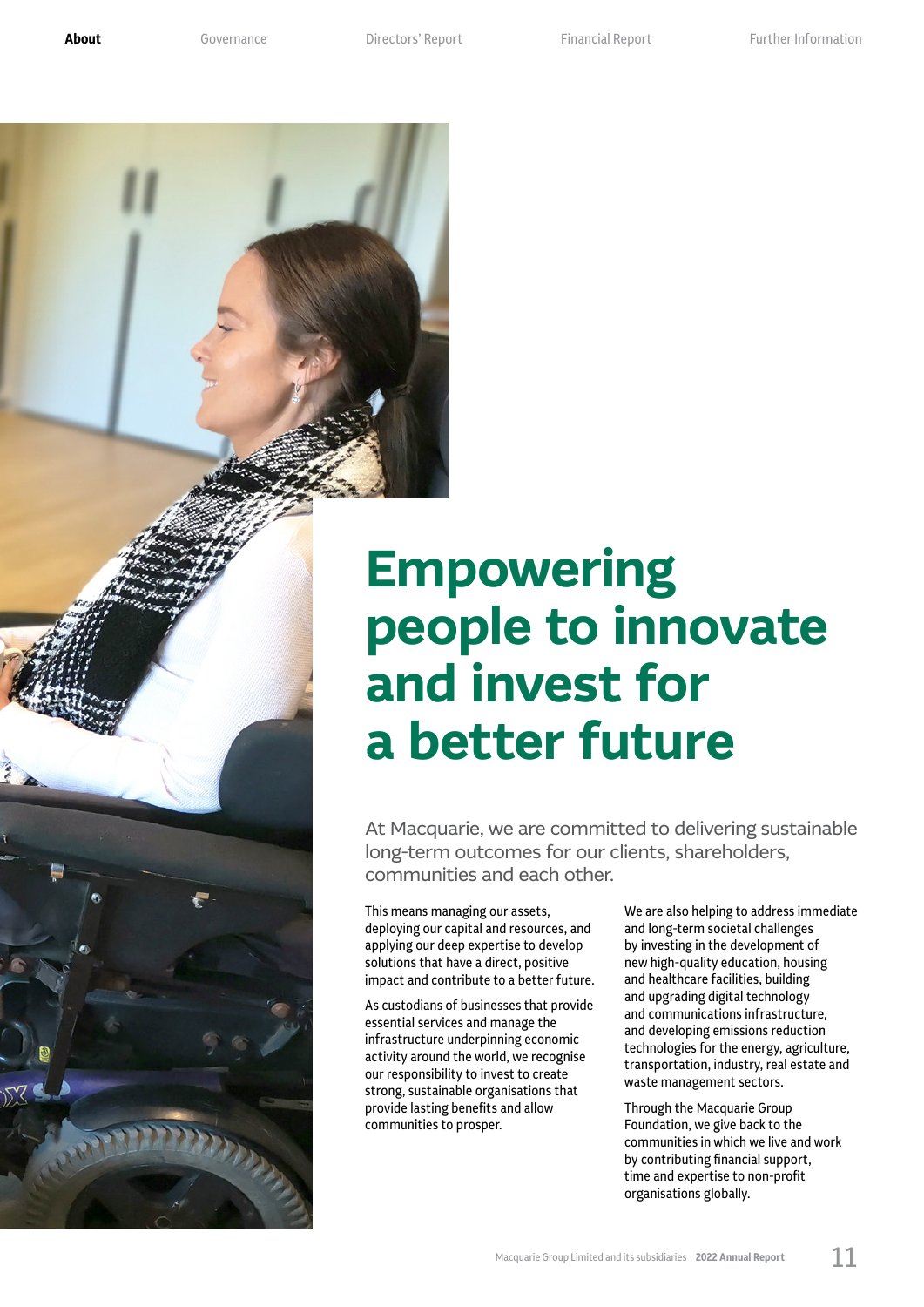# Empowering people to innovate and invest for a better future

At Macquarie, we are committed to delivering sustainable long-term outcomes for our clients, shareholders, communities and each other.

This means managing our assets, deploying our capital and resources, and applying our deep expertise to develop solutions that have a direct, positive impact and contribute to a better future.

As custodians of businesses that provide essential services and manage the infrastructure underpinning economic activity around the world, we recognise our responsibility to invest to create strong, sustainable organisations that provide lasting benefits and allow communities to prosper.

We are also helping to address immediate and long-term societal challenges by investing in the development of new high-quality education, housing and healthcare facilities, building and upgrading digital technology and communications infrastructure, and developing emissions reduction technologies for the energy, agriculture, transportation, industry, real estate and waste management sectors.

Through the Macquarie Group Foundation, we give back to the communities in which we live and work by contributing financial support, time and expertise to non-profit organisations globally.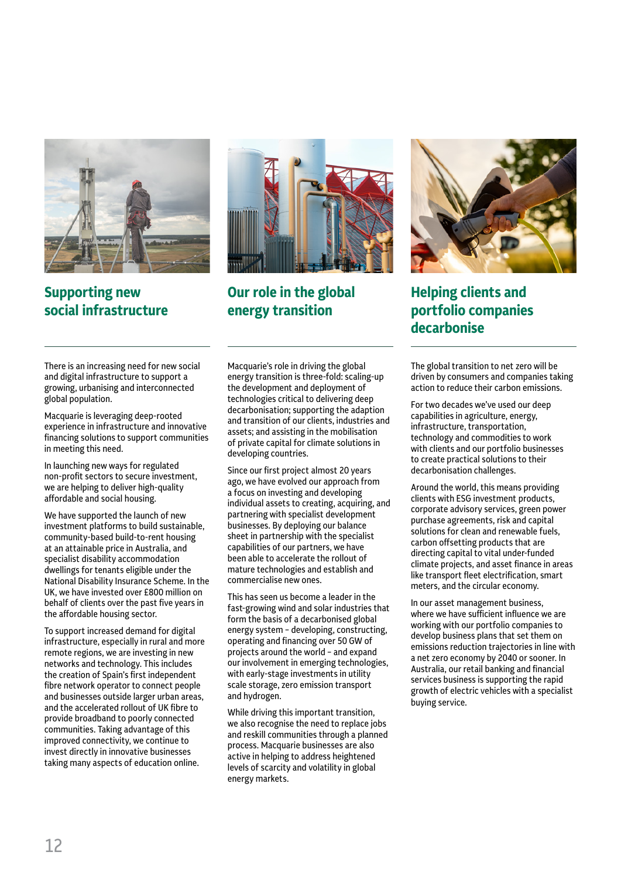## Supporting new social infrastructure

There is an increasing need for new social and digital infrastructure to support a growing, urbanising and interconnected global population.

Macquarie is leveraging deep-rooted experience in infrastructure and innovative financing solutions to support communities in meeting this need.

In launching new ways for regulated non-profit sectors to secure investment, we are helping to deliver high-quality affordable and social housing.

We have supported the launch of new investment platforms to build sustainable, community-based build-to-rent housing at an attainable price in Australia, and specialist disability accommodation dwellings for tenants eligible under the National Disability Insurance Scheme. In the UK, we have invested over £800 million on behalf of clients over the past five years in the affordable housing sector.

To support increased demand for digital infrastructure, especially in rural and more remote regions, we are investing in new networks and technology. This includes the creation of Spain's first independent fibre network operator to connect people and businesses outside larger urban areas, and the accelerated rollout of UK fibre to provide broadband to poorly connected communities. Taking advantage of this improved connectivity, we continue to invest directly in innovative businesses taking many aspects of education online.

## Our role in the global energy transition

Macquarie's role in driving the global energy transition is three-fold: scaling-up the development and deployment of technologies critical to delivering deep decarbonisation; supporting the adaption and transition of our clients, industries and assets; and assisting in the mobilisation of private capital for climate solutions in developing countries.

Since our first project almost 20 years ago, we have evolved our approach from a focus on investing and developing individual assets to creating, acquiring, and partnering with specialist development businesses. By deploying our balance sheet in partnership with the specialist capabilities of our partners, we have been able to accelerate the rollout of mature technologies and establish and commercialise new ones.

This has seen us become a leader in the fast-growing wind and solar industries that form the basis of a decarbonised global energy system – developing, constructing, operating and financing over 50 GW of projects around the world – and expand our involvement in emerging technologies, with early-stage investments in utility scale storage, zero emission transport and hydrogen.

While driving this important transition, we also recognise the need to replace jobs and reskill communities through a planned process. Macquarie businesses are also active in helping to address heightened levels of scarcity and volatility in global energy markets.

## Helping clients and portfolio companies decarbonise

The global transition to net zero will be driven by consumers and companies taking action to reduce their carbon emissions.

For two decades we've used our deep capabilities in agriculture, energy, infrastructure, transportation, technology and commodities to work with clients and our portfolio businesses to create practical solutions to their decarbonisation challenges.

Around the world, this means providing clients with ESG investment products, corporate advisory services, green power purchase agreements, risk and capital solutions for clean and renewable fuels, carbon offsetting products that are directing capital to vital under-funded climate projects, and asset finance in areas like transport fleet electrification, smart meters, and the circular economy.

In our asset management business, where we have sufficient influence we are working with our portfolio companies to develop business plans that set them on emissions reduction trajectories in line with a net zero economy by 2040 or sooner. In Australia, our retail banking and financial services business is supporting the rapid growth of electric vehicles with a specialist buying service.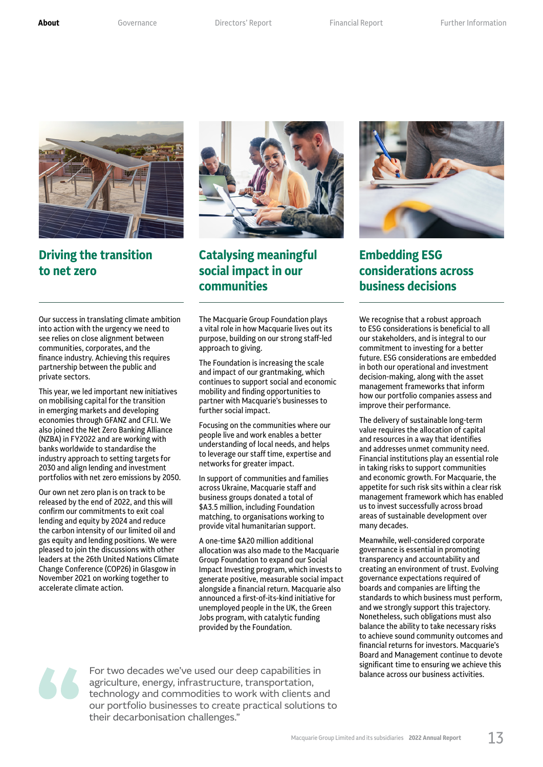## Driving the transition to net zero

Our success in translating climate ambition into action with the urgency we need to see relies on close alignment between communities, corporates, and the finance industry. Achieving this requires partnership between the public and private sectors.

This year, we led important new initiatives on mobilising capital for the transition in emerging markets and developing economies through GFANZ and CFLI. We also joined the Net Zero Banking Alliance (NZBA) in FY2022 and are working with banks worldwide to standardise the industry approach to setting targets for 2030 and align lending and investment portfolios with net zero emissions by 2050.

Our own net zero plan is on track to be released by the end of 2022, and this will confirm our commitments to exit coal lending and equity by 2024 and reduce the carbon intensity of our limited oil and gas equity and lending positions. We were pleased to join the discussions with other leaders at the 26th United Nations Climate Change Conference (COP26) in Glasgow in November 2021 on working together to accelerate climate action.

## Catalysing meaningful social impact in our communities

The Macquarie Group Foundation plays a vital role in how Macquarie lives out its purpose, building on our strong staff-led approach to giving.

The Foundation is increasing the scale and impact of our grantmaking, which continues to support social and economic mobility and finding opportunities to partner with Macquarie's businesses to further social impact.

Focusing on the communities where our people live and work enables a better understanding of local needs, and helps to leverage our staff time, expertise and networks for greater impact.

In support of communities and families across Ukraine, Macquarie staff and business groups donated a total of $A3.5 million, including Foundation matching, to organisations working to provide vital humanitarian support.

A one-time $A20 million additional allocation was also made to the Macquarie Group Foundation to expand our Social Impact Investing program, which invests to generate positive, measurable social impact alongside a financial return. Macquarie also announced a first-of-its-kind initiative for unemployed people in the UK, the Green Jobs program, with catalytic funding provided by the Foundation.

## Embedding ESG considerations across business decisions

We recognise that a robust approach to ESG considerations is beneficial to all our stakeholders, and is integral to our commitment to investing for a better future. ESG considerations are embedded in both our operational and investment decision-making, along with the asset management frameworks that inform how our portfolio companies assess and improve their performance.

The delivery of sustainable long-term value requires the allocation of capital and resources in a way that identifies and addresses unmet community need. Financial institutions play an essential role in taking risks to support communities and economic growth. For Macquarie, the appetite for such risk sits within a clear risk management framework which has enabled us to invest successfully across broad areas of sustainable development over many decades.

Meanwhile, well-considered corporate governance is essential in promoting transparency and accountability and creating an environment of trust. Evolving governance expectations required of boards and companies are lifting the standards to which business must perform, and we strongly support this trajectory. Nonetheless, such obligations must also balance the ability to take necessary risks to achieve sound community outcomes and financial returns for investors. Macquarie's Board and Management continue to devote significant time to ensuring we achieve this balance across our business activities.

> For two decades we've used our deep capabilities in agriculture, energy, infrastructure, transportation, technology and commodities to work with clients and our portfolio businesses to create practical solutions to their decarbonisation challenges."